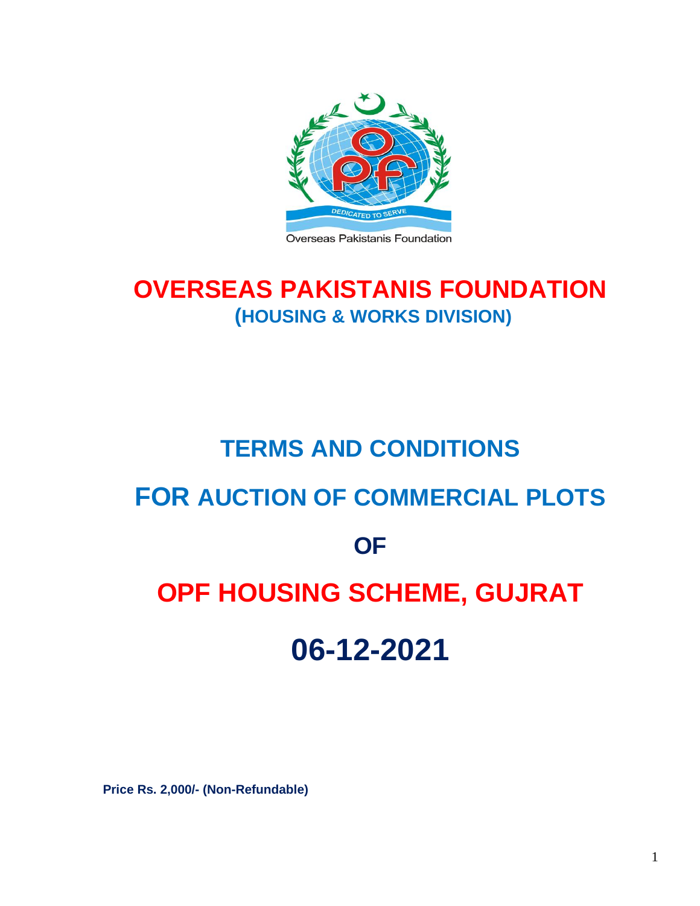Overseas Pakistanis Foundation

DEDICATED TO SERVE

# OVERSEAS PAKISTANIS FOUNDATION

## (HOUSING & WORKS DIVISION)

# TERMS AND CONDITIONS

# FOR AUCTION OF COMMERCIAL PLOTS

# OF

# OPF HOUSING SCHEME, GUJRAT

# 06-12-2021

**Price Rs. 2,000/- (Non-Refundable)**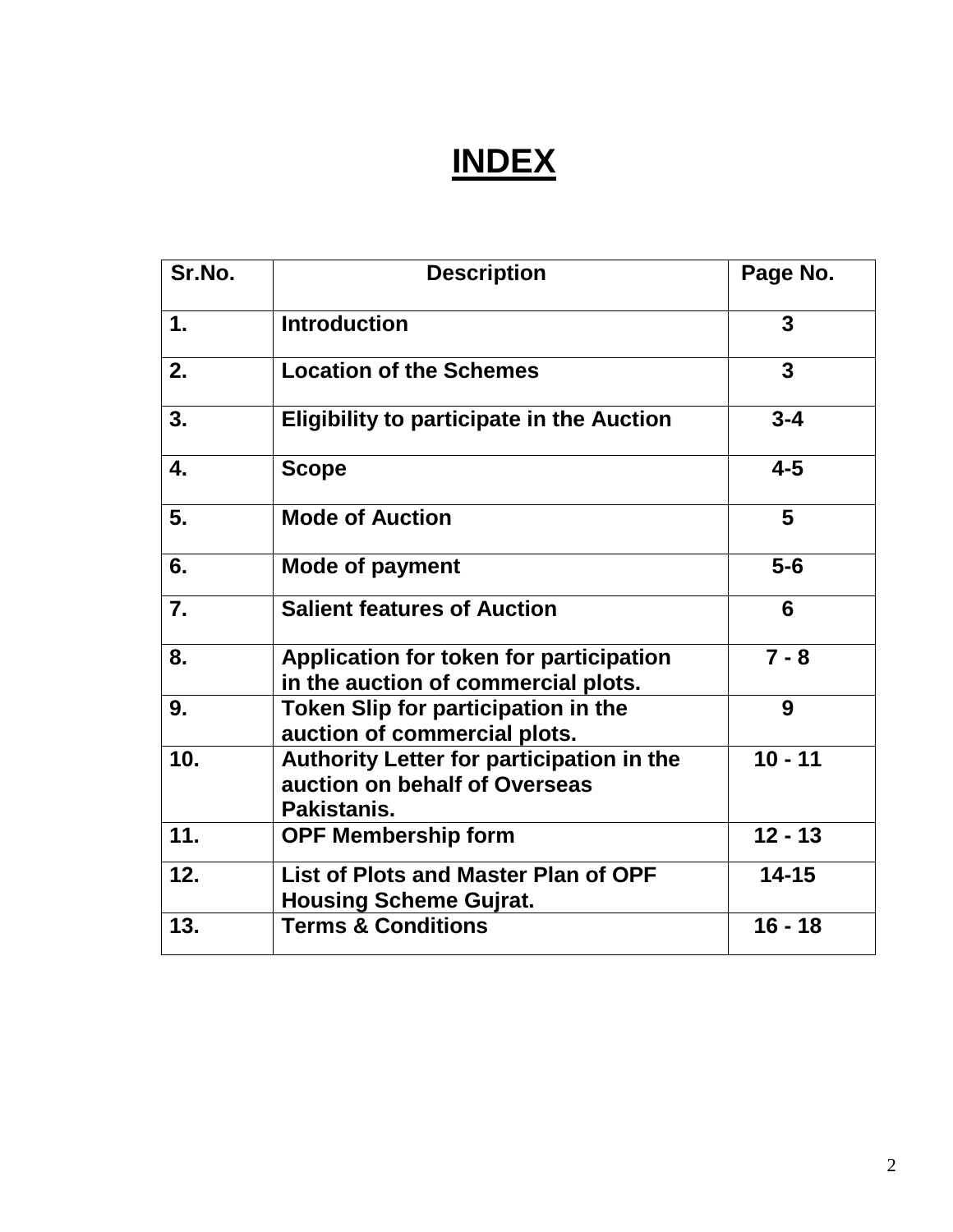# INDEX

| Sr.No. | Description | Page No. |
|---|---|---|
| 1. | Introduction | 3 |
| 2. | Location of the Schemes | 3 |
| 3. | Eligibility to participate in the Auction | 3-4 |
| 4. | Scope | 4-5 |
| 5. | Mode of Auction | 5 |
| 6. | Mode of payment | 5-6 |
| 7. | Salient features of Auction | 6 |
| 8. | Application for token for participation in the auction of commercial plots. | 7 - 8 |
| 9. | Token Slip for participation in the auction of commercial plots. | 9 |
| 10. | Authority Letter for participation in the auction on behalf of Overseas Pakistanis. | 10 - 11 |
| 11. | OPF Membership form | 12 - 13 |
| 12. | List of Plots and Master Plan of OPF Housing Scheme Gujrat. | 14-15 |
| 13. | Terms & Conditions | 16 - 18 |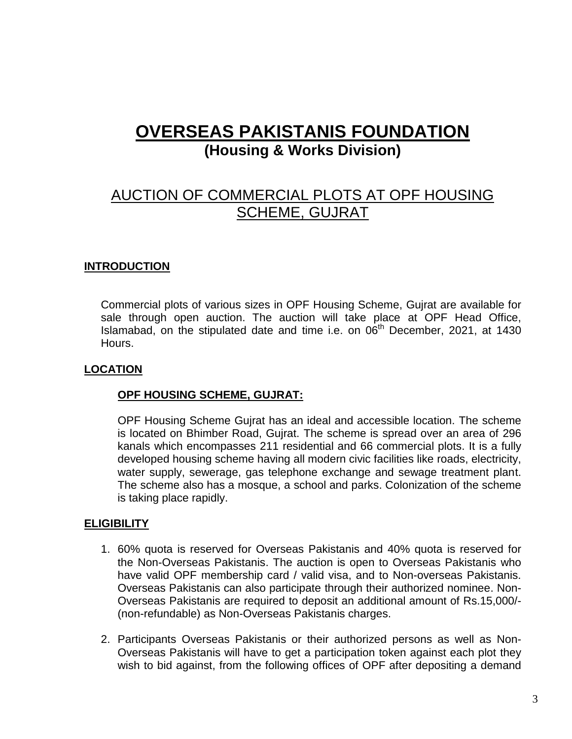# OVERSEAS PAKISTANIS FOUNDATION

## (Housing & Works Division)

## AUCTION OF COMMERCIAL PLOTS AT OPF HOUSING SCHEME, GUJRAT

### INTRODUCTION

Commercial plots of various sizes in OPF Housing Scheme, Gujrat are available for sale through open auction. The auction will take place at OPF Head Office, Islamabad, on the stipulated date and time i.e. on 06th December, 2021, at 1430 Hours.

### LOCATION

#### OPF HOUSING SCHEME, GUJRAT:

OPF Housing Scheme Gujrat has an ideal and accessible location. The scheme is located on Bhimber Road, Gujrat. The scheme is spread over an area of 296 kanals which encompasses 211 residential and 66 commercial plots. It is a fully developed housing scheme having all modern civic facilities like roads, electricity, water supply, sewerage, gas telephone exchange and sewage treatment plant. The scheme also has a mosque, a school and parks. Colonization of the scheme is taking place rapidly.

### ELIGIBILITY

1. 60% quota is reserved for Overseas Pakistanis and 40% quota is reserved for the Non-Overseas Pakistanis. The auction is open to Overseas Pakistanis who have valid OPF membership card / valid visa, and to Non-overseas Pakistanis. Overseas Pakistanis can also participate through their authorized nominee. Non-Overseas Pakistanis are required to deposit an additional amount of Rs.15,000/- (non-refundable) as Non-Overseas Pakistanis charges.

2. Participants Overseas Pakistanis or their authorized persons as well as Non-Overseas Pakistanis will have to get a participation token against each plot they wish to bid against, from the following offices of OPF after depositing a demand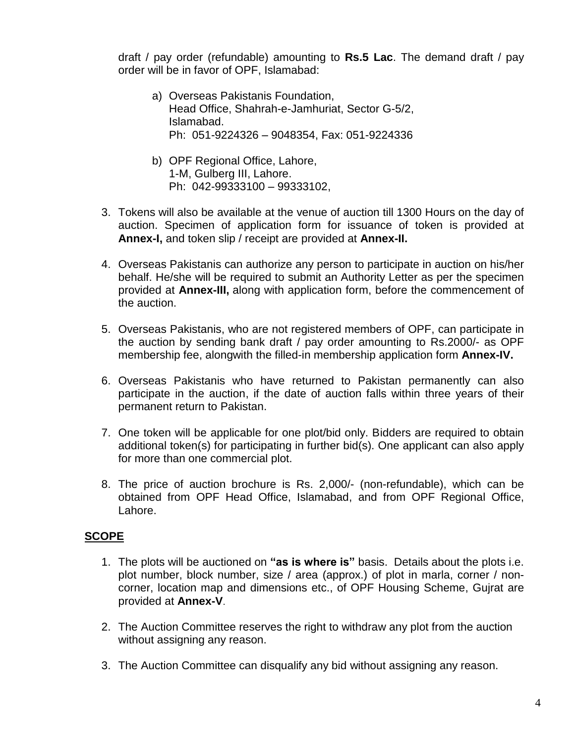draft / pay order (refundable) amounting to **Rs.5 Lac**. The demand draft / pay order will be in favor of OPF, Islamabad:

a) Overseas Pakistanis Foundation,
Head Office, Shahrah-e-Jamhuriat, Sector G-5/2,
Islamabad.
Ph: 051-9224326 – 9048354, Fax: 051-9224336

b) OPF Regional Office, Lahore,
1-M, Gulberg III, Lahore.
Ph: 042-99333100 – 99333102,

3. Tokens will also be available at the venue of auction till 1300 Hours on the day of auction. Specimen of application form for issuance of token is provided at **Annex-I,** and token slip / receipt are provided at **Annex-II.**

4. Overseas Pakistanis can authorize any person to participate in auction on his/her behalf. He/she will be required to submit an Authority Letter as per the specimen provided at **Annex-III,** along with application form, before the commencement of the auction.

5. Overseas Pakistanis, who are not registered members of OPF, can participate in the auction by sending bank draft / pay order amounting to Rs.2000/- as OPF membership fee, alongwith the filled-in membership application form **Annex-IV.**

6. Overseas Pakistanis who have returned to Pakistan permanently can also participate in the auction, if the date of auction falls within three years of their permanent return to Pakistan.

7. One token will be applicable for one plot/bid only. Bidders are required to obtain additional token(s) for participating in further bid(s). One applicant can also apply for more than one commercial plot.

8. The price of auction brochure is Rs. 2,000/- (non-refundable), which can be obtained from OPF Head Office, Islamabad, and from OPF Regional Office, Lahore.

## SCOPE

1. The plots will be auctioned on **"as is where is"** basis. Details about the plots i.e. plot number, block number, size / area (approx.) of plot in marla, corner / non-corner, location map and dimensions etc., of OPF Housing Scheme, Gujrat are provided at **Annex-V**.

2. The Auction Committee reserves the right to withdraw any plot from the auction without assigning any reason.

3. The Auction Committee can disqualify any bid without assigning any reason.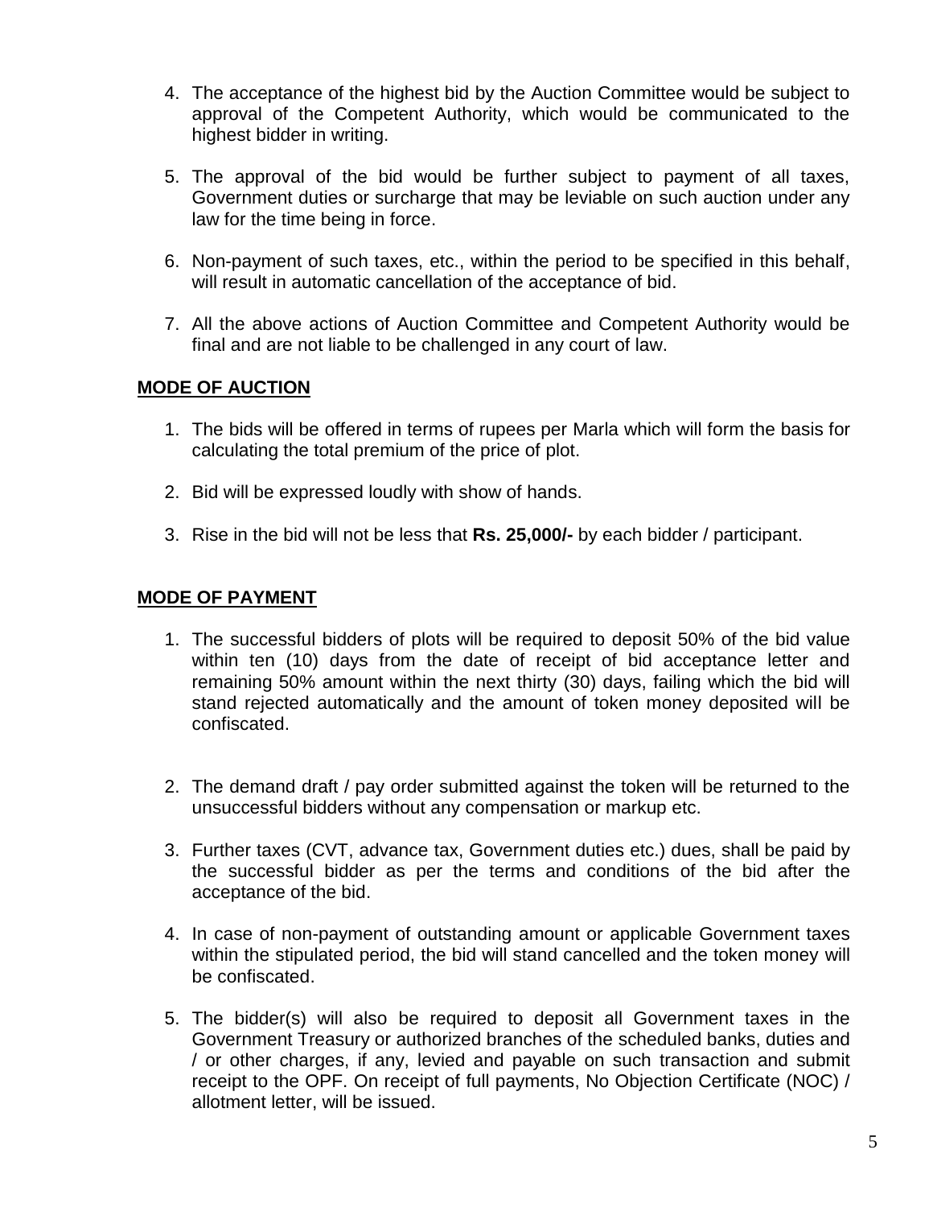4. The acceptance of the highest bid by the Auction Committee would be subject to approval of the Competent Authority, which would be communicated to the highest bidder in writing.

5. The approval of the bid would be further subject to payment of all taxes, Government duties or surcharge that may be leviable on such auction under any law for the time being in force.

6. Non-payment of such taxes, etc., within the period to be specified in this behalf, will result in automatic cancellation of the acceptance of bid.

7. All the above actions of Auction Committee and Competent Authority would be final and are not liable to be challenged in any court of law.

## MODE OF AUCTION

1. The bids will be offered in terms of rupees per Marla which will form the basis for calculating the total premium of the price of plot.

2. Bid will be expressed loudly with show of hands.

3. Rise in the bid will not be less that **Rs. 25,000/-** by each bidder / participant.

## MODE OF PAYMENT

1. The successful bidders of plots will be required to deposit 50% of the bid value within ten (10) days from the date of receipt of bid acceptance letter and remaining 50% amount within the next thirty (30) days, failing which the bid will stand rejected automatically and the amount of token money deposited will be confiscated.

2. The demand draft / pay order submitted against the token will be returned to the unsuccessful bidders without any compensation or markup etc.

3. Further taxes (CVT, advance tax, Government duties etc.) dues, shall be paid by the successful bidder as per the terms and conditions of the bid after the acceptance of the bid.

4. In case of non-payment of outstanding amount or applicable Government taxes within the stipulated period, the bid will stand cancelled and the token money will be confiscated.

5. The bidder(s) will also be required to deposit all Government taxes in the Government Treasury or authorized branches of the scheduled banks, duties and / or other charges, if any, levied and payable on such transaction and submit receipt to the OPF. On receipt of full payments, No Objection Certificate (NOC) / allotment letter, will be issued.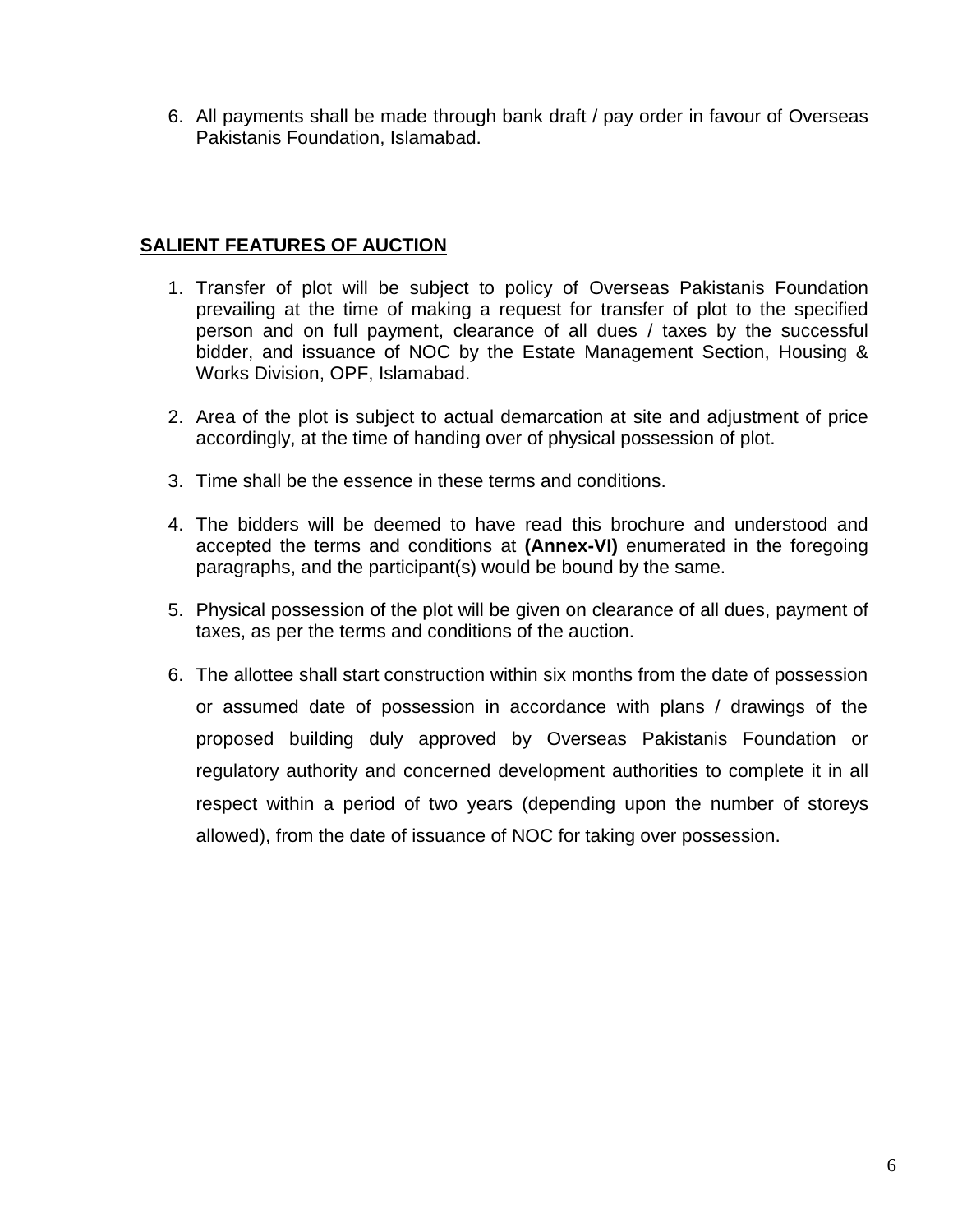6. All payments shall be made through bank draft / pay order in favour of Overseas Pakistanis Foundation, Islamabad.

## SALIENT FEATURES OF AUCTION

1. Transfer of plot will be subject to policy of Overseas Pakistanis Foundation prevailing at the time of making a request for transfer of plot to the specified person and on full payment, clearance of all dues / taxes by the successful bidder, and issuance of NOC by the Estate Management Section, Housing & Works Division, OPF, Islamabad.

2. Area of the plot is subject to actual demarcation at site and adjustment of price accordingly, at the time of handing over of physical possession of plot.

3. Time shall be the essence in these terms and conditions.

4. The bidders will be deemed to have read this brochure and understood and accepted the terms and conditions at **(Annex-VI)** enumerated in the foregoing paragraphs, and the participant(s) would be bound by the same.

5. Physical possession of the plot will be given on clearance of all dues, payment of taxes, as per the terms and conditions of the auction.

6. The allottee shall start construction within six months from the date of possession or assumed date of possession in accordance with plans / drawings of the proposed building duly approved by Overseas Pakistanis Foundation or regulatory authority and concerned development authorities to complete it in all respect within a period of two years (depending upon the number of storeys allowed), from the date of issuance of NOC for taking over possession.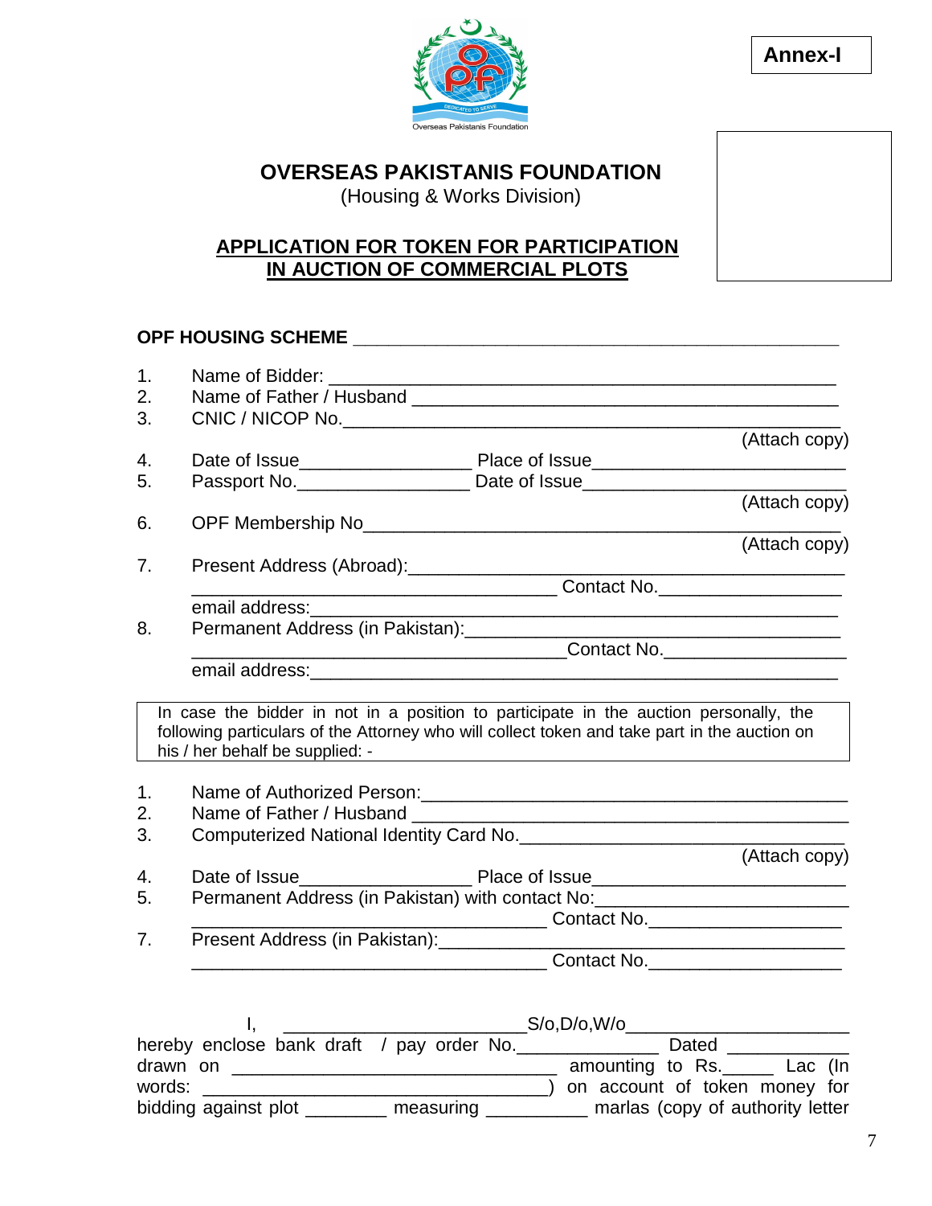**Annex-I**

Overseas Pakistanis Foundation

# OVERSEAS PAKISTANIS FOUNDATION

(Housing & Works Division)

## APPLICATION FOR TOKEN FOR PARTICIPATION IN AUCTION OF COMMERCIAL PLOTS

**OPF HOUSING SCHEME** ________________________________________________

1. Name of Bidder: ____________________________________________________
2. Name of Father / Husband ___________________________________________
3. CNIC / NICOP No.__________________________________________________ (Attach copy)
4. Date of Issue_________________ Place of Issue___________________________
5. Passport No._________________ Date of Issue___________________________ (Attach copy)
6. OPF Membership No_________________________________________________ (Attach copy)
7. Present Address (Abroad):_____________________________________________
   ___________________________________ Contact No.__________________
   email address:______________________________________________________
8. Permanent Address (in Pakistan):_______________________________________
   ____________________________________Contact No.__________________
   email address:______________________________________________________

> In case the bidder in not in a position to participate in the auction personally, the following particulars of the Attorney who will collect token and take part in the auction on his / her behalf be supplied: -

1. Name of Authorized Person:____________________________________________
2. Name of Father / Husband ___________________________________________
3. Computerized National Identity Card No._________________________________ (Attach copy)
4. Date of Issue_________________ Place of Issue___________________________
5. Permanent Address (in Pakistan) with contact No:_________________________
   ___________________________________ Contact No.___________________
7. Present Address (in Pakistan):__________________________________________
   ___________________________________ Contact No.___________________

I, ________________________S/o,D/o,W/o______________________ hereby enclose bank draft / pay order No.______________ Dated ____________ drawn on ________________________________ amounting to Rs._____ Lac (In words: __________________________________) on account of token money for bidding against plot ________ measuring __________ marlas (copy of authority letter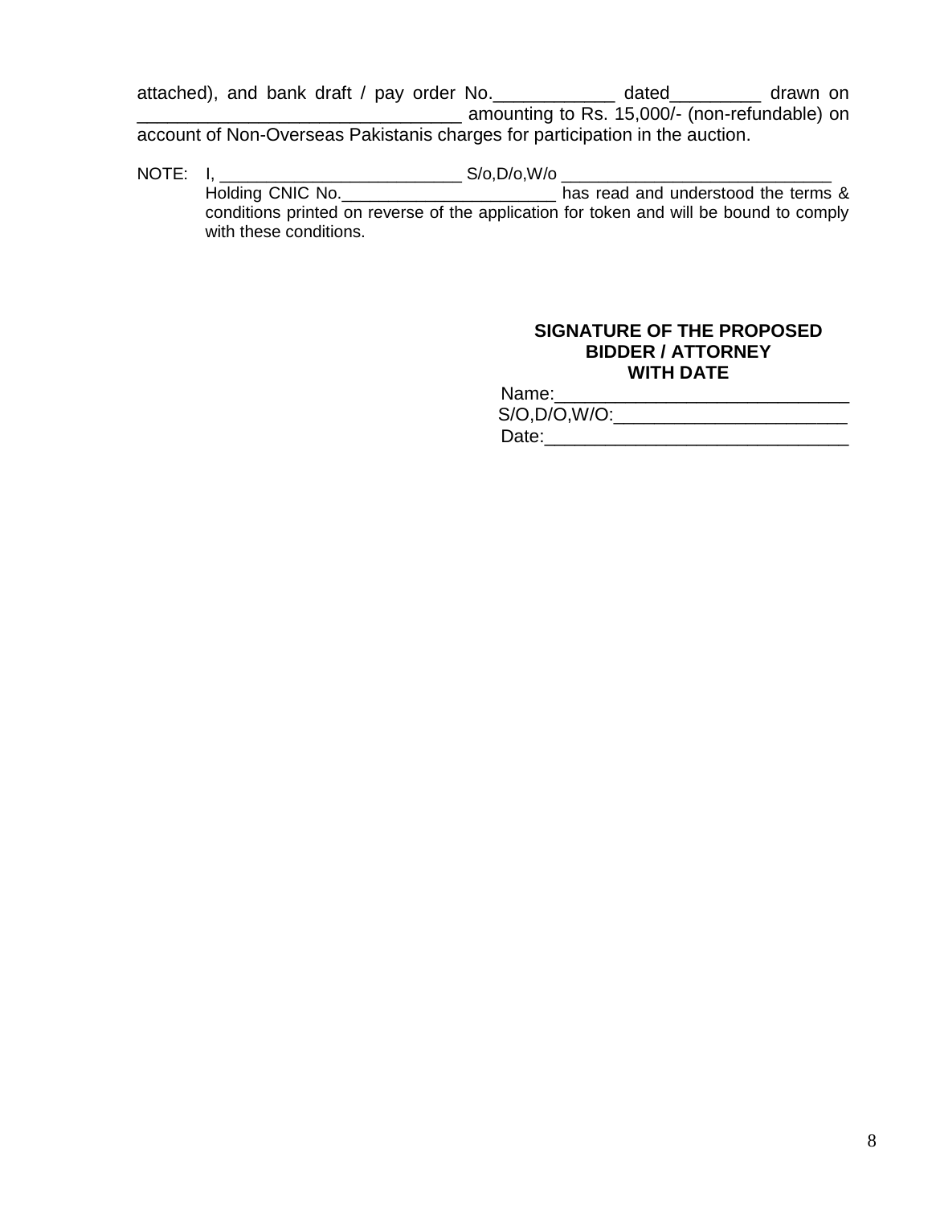attached), and bank draft / pay order No.____________ dated_________ drawn on ________________________________ amounting to Rs. 15,000/- (non-refundable) on account of Non-Overseas Pakistanis charges for participation in the auction.

NOTE: I, __________________________ S/o,D/o,W/o ____________________________ Holding CNIC No.______________________ has read and understood the terms & conditions printed on reverse of the application for token and will be bound to comply with these conditions.

**SIGNATURE OF THE PROPOSED BIDDER / ATTORNEY WITH DATE**

Name:_____________________________

S/O,D/O,W/O:________________________

Date:______________________________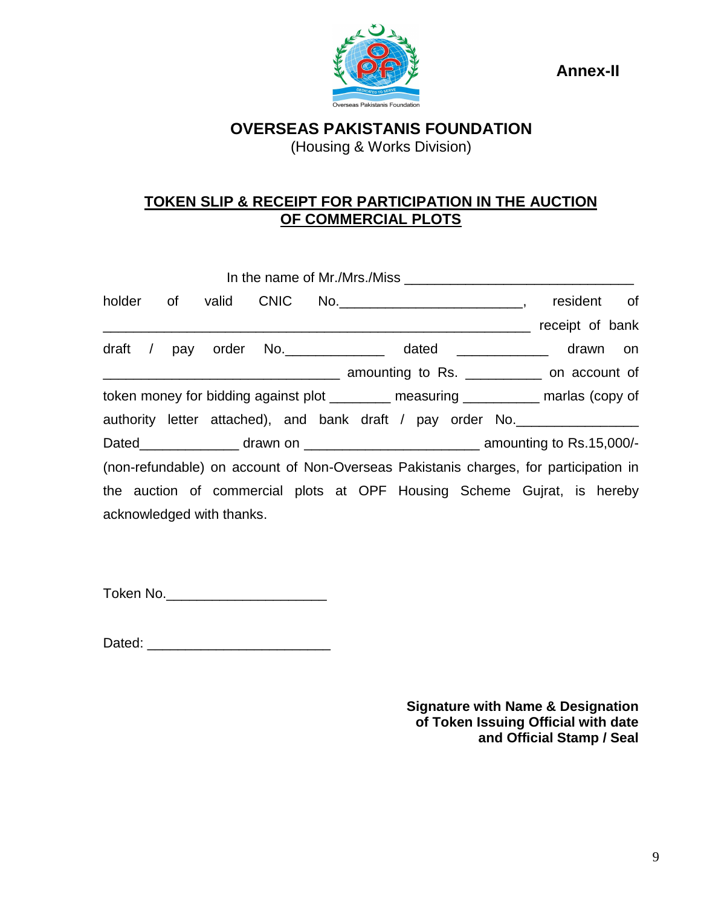**Annex-II**

Overseas Pakistanis Foundation

**OVERSEAS PAKISTANIS FOUNDATION**

(Housing & Works Division)

**TOKEN SLIP & RECEIPT FOR PARTICIPATION IN THE AUCTION OF COMMERCIAL PLOTS**

In the name of Mr./Mrs./Miss ______________________________ holder of valid CNIC No.________________________, resident of ________________________________________________________ receipt of bank draft / pay order No.____________ dated ____________ drawn on _______________________________ amounting to Rs. __________ on account of token money for bidding against plot ________ measuring __________ marlas (copy of authority letter attached), and bank draft / pay order No._______________ Dated_____________ drawn on ______________________ amounting to Rs.15,000/- (non-refundable) on account of Non-Overseas Pakistanis charges, for participation in the auction of commercial plots at OPF Housing Scheme Gujrat, is hereby acknowledged with thanks.

Token No.____________________

Dated: _______________________

**Signature with Name & Designation of Token Issuing Official with date and Official Stamp / Seal**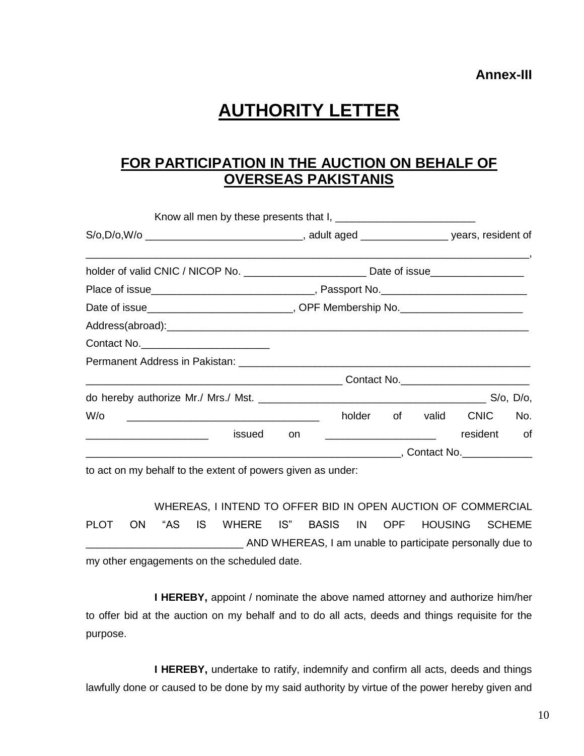**Annex-III**

# AUTHORITY LETTER

## FOR PARTICIPATION IN THE AUCTION ON BEHALF OF OVERSEAS PAKISTANIS

Know all men by these presents that I, ________________________ S/o,D/o,W/o __________________________, adult aged _______________ years, resident of ___________________________________________________________________________, holder of valid CNIC / NICOP No. _____________________ Date of issue________________ Place of issue____________________________, Passport No.__________________________ Date of issue_________________________, OPF Membership No.______________________ Address(abroad):__________________________________________________________________ Contact No.______________________ Permanent Address in Pakistan: _____________________________________________________ _____________________________________________ Contact No.______________________ do hereby authorize Mr./ Mrs./ Mst. ________________________________________ S/o, D/o, W/o _________________________________ holder of valid CNIC No. _____________________ issued on ___________________ resident of ________________________________________________________, Contact No.____________ to act on my behalf to the extent of powers given as under:

WHEREAS, I INTEND TO OFFER BID IN OPEN AUCTION OF COMMERCIAL PLOT ON "AS IS WHERE IS" BASIS IN OPF HOUSING SCHEME __________________________ AND WHEREAS, I am unable to participate personally due to my other engagements on the scheduled date.

**I HEREBY,** appoint / nominate the above named attorney and authorize him/her to offer bid at the auction on my behalf and to do all acts, deeds and things requisite for the purpose.

**I HEREBY,** undertake to ratify, indemnify and confirm all acts, deeds and things lawfully done or caused to be done by my said authority by virtue of the power hereby given and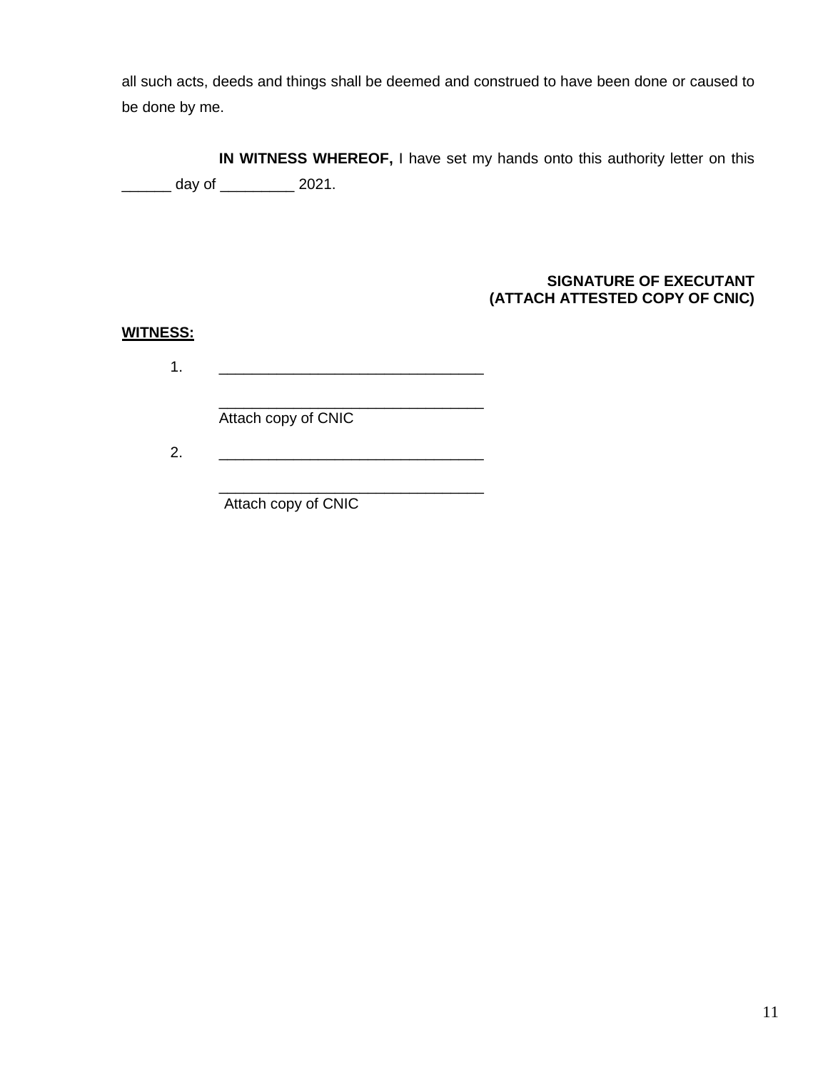all such acts, deeds and things shall be deemed and construed to have been done or caused to be done by me.

**IN WITNESS WHEREOF,** I have set my hands onto this authority letter on this ______ day of _________ 2021.

**SIGNATURE OF EXECUTANT**
**(ATTACH ATTESTED COPY OF CNIC)**

**WITNESS:**

1. ________________________________

   ________________________________
   Attach copy of CNIC

2. ________________________________

   ________________________________
   Attach copy of CNIC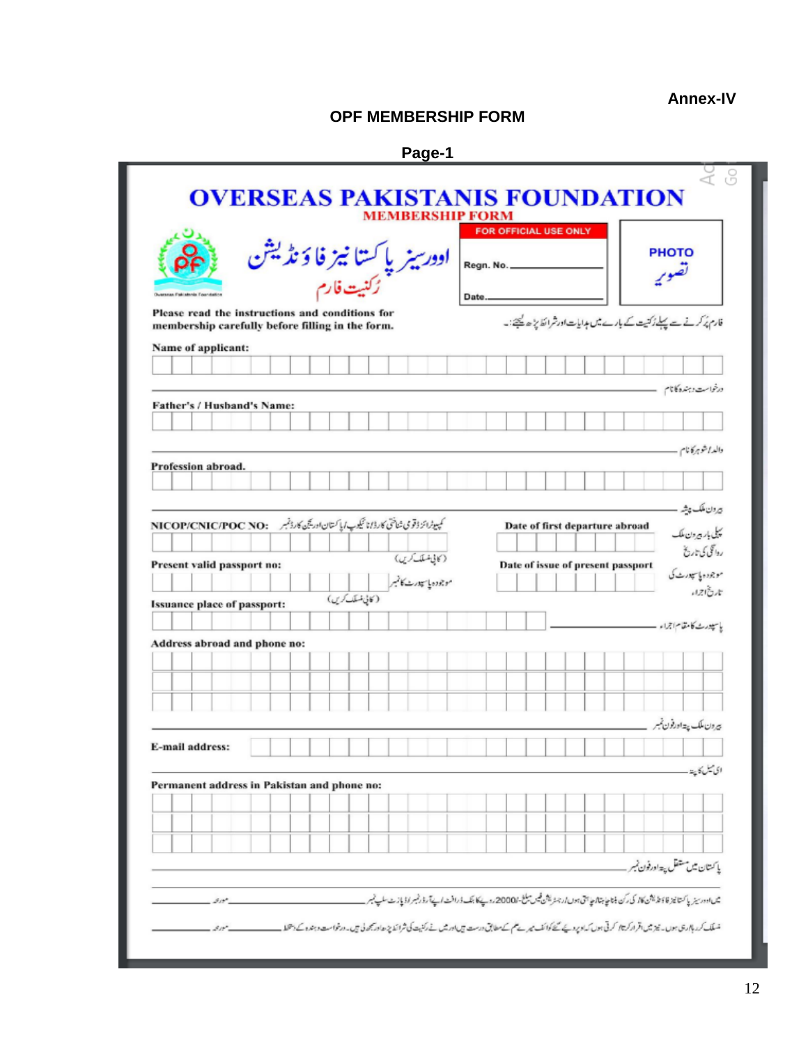**Annex-IV**

## OPF MEMBERSHIP FORM

**Page-1**

# OVERSEAS PAKISTANIS FOUNDATION

**MEMBERSHIP FORM**

اوورسیز پاکستانیز فاؤنڈیشن
رُکنیت فارم

Overseas Pakistanis Foundation

| FOR OFFICIAL USE ONLY |
|---|
| Regn. No. __________ |
| Date. __________ |

PHOTO
تصویر

**Please read the instructions and conditions for membership carefully before filling in the form.**

فارم پُر کرنے سے پہلے رُکنیت کے بارے میں ہدایات اور شرائط پڑھ لیجئے:۔

**Name of applicant:**

درخواست دہندہ کا نام

**Father's / Husband's Name:**

والد / شوہر کا نام

**Profession abroad.**

بیرون ملک پیشہ

**NICOP/CNIC/POC NO:** کمپیوٹرائزڈ قومی شناختی کارڈ / نائیکوپ / پاکستان اوریجن کارڈ نمبر

(کاپی منسلک کریں)

**Date of first departure abroad** پہلی بار بیرون ملک روانگی کی تاریخ

**Present valid passport no:** موجودہ پاسپورٹ کا نمبر

(کاپی منسلک کریں)

**Date of issue of present passport** موجودہ پاسپورٹ کی تاریخ اجراء

**Issuance place of passport:**

پاسپورٹ کا مقام اجراء

**Address abroad and phone no:**

بیرون ملک پتہ اور فون نمبر

**E-mail address:**

ای میل کا پتہ

**Permanent address in Pakistan and phone no:**

پاکستان میں مستقل پتہ اور فون نمبر

میں اوورسیز پاکستانیز فاؤنڈیشن کا رکن بننا چاہتا / چاہتی ہوں۔ رجسٹریشن فیس مبلغ -/2000 روپے کا بینک ڈرافٹ / پے آرڈر نمبر / پاؤنڈ سلپ نمبر __________ مورخہ __________

منسلک کر رہا / رہی ہوں۔ نیز میں اقرار کرتا / کرتی ہوں کہ اوپر دیئے گئے کوائف میرے علم کے مطابق درست ہیں اور میں نے رکنیت کی شرائط پڑھ اور سمجھ لی ہیں۔ درخواست دہندہ کے دستخط __________ مورخہ __________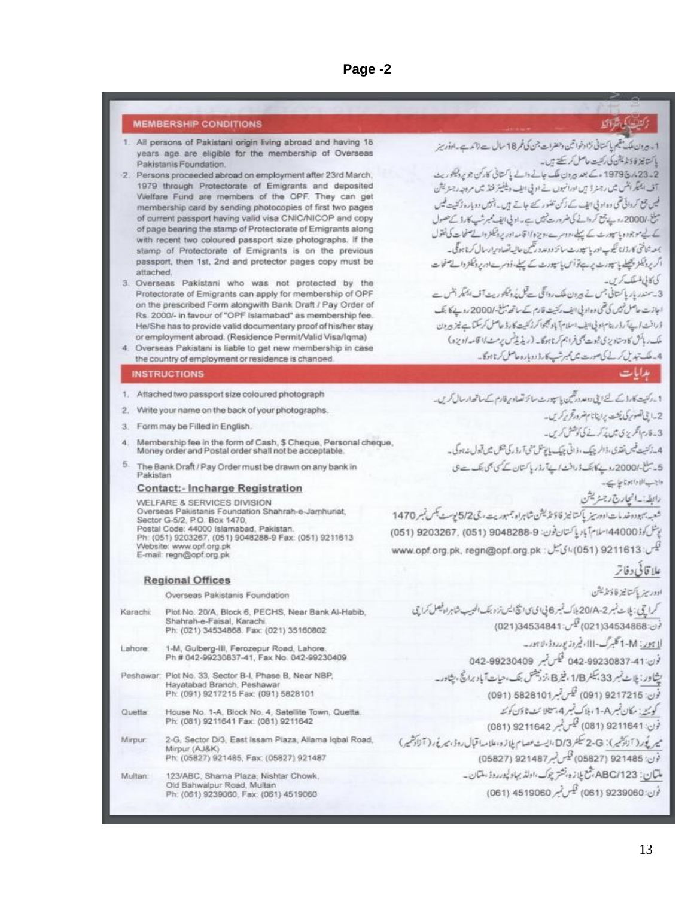## MEMBERSHIP CONDITIONS

1. All persons of Pakistani origin living abroad and having 18 years age are eligible for the membership of Overseas Pakistanis Foundation.
2. Persons proceeded abroad on employment after 23rd March, 1979 through Protectorate of Emigrants and deposited Welfare Fund are members of the OPF. They can get membership card by sending photocopies of first two pages of current passport having valid visa CNIC/NICOP and copy of page bearing the stamp of Protectorate of Emigrants along with recent two coloured passport size photographs. If the stamp of Protectorate of Emigrants is on the previous passport, then 1st, 2nd and protector pages copy must be attached.
3. Overseas Pakistani who was not protected by the Protectorate of Emigrants can apply for membership of OPF on the prescribed Form alongwith Bank Draft / Pay Order of Rs. 2000/- in favour of "OPF Islamabad" as membership fee. He/She has to provide valid documentary proof of his/her stay or employment abroad. (Residence Permit/Valid Visa/Iqma)
4. Overseas Pakistani is liable to get new membership in case the country of employment or residence is changed.

## رکنیت کی شرائط

1۔ بیرون ملک مقیم پاکستانی نژاد خواتین وحضرات جن کی عمر 18 سال سے زائد ہے۔ اوورسیز پاکستانیز فاؤنڈیشن کی رکنیت حاصل کر سکتے ہیں۔
2۔ 23 مارچ 1979ء کے بعد بیرون ملک جانے والے پاکستانی کارکن جو پروٹیکٹوریٹ آف امیگرانٹس میں رجسٹرڈ ہیں اور انہوں نے او پی ایف ویلفیئر فنڈ میں مروجہ رجسٹریشن فیس جمع کروائی تھی وہ او پی ایف کے رکن تصور کیے جاتے ہیں۔ انہیں دوبارہ رکنیت فیس مبلغ-/2000 روپے جمع کروانے کی ضرورت نہیں ہے۔ او پی ایف ممبر شپ کارڈ کے حصول کے لیے موجودہ پاسپورٹ کے پہلے، دوسرے، ویزہ/اقامہ اور پروٹیکٹر والے صفحات کی نقول بمعہ شناختی کارڈ/نائیکوپ اور پاسپورٹ سائز دو عدد رنگین حالیہ تصاویر ارسال کرنا ہوگی۔ اگر پروٹیکٹر پچھلے پاسپورٹ پر ہے تو اُس پاسپورٹ کے پہلے، دوسرے اور پروٹیکٹر والے صفحات کی کاپی منسلک کریں۔
3۔ سمندر پار پاکستانی جس نے بیرون ملک روانگی سے قبل پروٹیکٹوریٹ آف امیگرانٹس سے اجازت حاصل نہیں کی تھی وہ او پی ایف رکنیت فارم کے ساتھ مبلغ-/2000 روپے کا بنک ڈرافٹ/پے آرڈر بنام او پی ایف اسلام آباد بھجوا کر رکنیت کارڈ حاصل کر سکتا ہے نیز بیرون ملک رہائش کا دستاویزی ثبوت بھی فراہم کرنا ہوگا۔ (ریذیڈنس پرمٹ/اقامہ/ویزہ)
4۔ ملک تبدیل کرنے کی صورت میں ممبر شپ کارڈ دوبارہ حاصل کرنا ہوگا۔

## INSTRUCTIONS

1. Attached two passport size coloured photograph
2. Write your name on the back of your photographs.
3. Form may be Filled in English.
4. Membership fee in the form of Cash, $ Cheque, Personal cheque, Money order and Postal order shall not be acceptable.
5. The Bank Draft / Pay Order must be drawn on any bank in Pakistan

## ہدایات

1۔ رکنیت کارڈ کے لئے اپنی دو عدد رنگین پاسپورٹ سائز تصاویر فارم کے ساتھ ارسال کریں۔
2۔ اپنی تصویر کی پشت پر اپنا نام ضرور تحریر کریں۔
3۔ فارم انگریزی میں پُر کرنے کی کوشش کریں۔
4۔ رکنیت فیس نقدی، ڈالر چیک، ذاتی چیک یا پوسٹل منی آرڈر کی شکل میں قبول نہ ہوگی۔
5۔ مبلغ-/2000 روپے کا بنک ڈرافٹ/پے آرڈر، پاکستان کے کسی بھی بنک سے ہی واجب الادا ہونا چاہیے۔

### Contact:- Incharge Registration

WELFARE & SERVICES DIVISION
Overseas Pakistanis Foundation Shahrah-e-Jamhuriat, Sector G-5/2, P.O. Box 1470,
Postal Code: 44000 Islamabad, Pakistan.
Ph: (051) 9203267, (051) 9048288-9 Fax: (051) 9211613
Website: www.opf.org.pk
E-mail: regn@opf.org.pk

### رابطہ:- انچارج رجسٹریشن

شعبہ بہبود وخدمات اوورسیز پاکستانیز فاؤنڈیشن شاہراہ جمہوریت، جی 5/2 پوسٹ بکس نمبر 1470 پوسٹل کوڈ 44000 اسلام آباد پاکستان فون: (051) 9203267, (051) 9048288-9
فیکس: (051) 9211613، ای میل: www.opf.org.pk, regn@opf.org.pk

### Regional Offices

Overseas Pakistanis Foundation

| | |
|---|---|
| Karachi: | Plot No. 20/A, Block 6, PECHS, Near Bank Al-Habib, Shahrah-e-Faisal, Karachi. Ph: (021) 34534868. Fax: (021) 35160802 |
| Lahore: | 1-M, Gulberg-III, Ferozepur Road, Lahore. Ph # 042-99230837-41, Fax No. 042-99230409 |
| Peshawar: | Plot No. 33, Sector B-I, Phase B, Near NBP, Hayatabad Branch, Peshawar Ph: (091) 9217215 Fax: (091) 5828101 |
| Quetta: | House No. 1-A, Block No. 4, Satellite Town, Quetta. Ph: (081) 9211641 Fax: (081) 9211642 |
| Mirpur: | 2-G, Sector D/3, East Issam Plaza, Allama Iqbal Road, Mirpur (AJ&K) Ph: (05827) 921485, Fax: (05827) 921487 |
| Multan: | 123/ABC, Shama Plaza, Nishtar Chowk, Old Bahwalpur Road, Multan Ph: (061) 9239060, Fax: (061) 4519060 |

### علاقائی دفاتر

اوورسیز پاکستانیز فاؤنڈیشن

کراچی: پلاٹ نمبر 20/A-2 بلاک نمبر 6 پی ای سی ایچ ایس نزد بنک الحبیب شاہراہ فیصل کراچی
فون: (021)34534868 فیکس: (021)34534841

لاہور: M-1 گلبرگ-III، فیروز پور روڈ، لاہور۔
فون: 41-042-99230837 فیکس نمبر 042-99230409

پشاور: پلاٹ نمبر 33، سیکٹر 1/B، فیز B، نزد نیشنل بنک، حیات آباد برانچ، پشاور۔
فون: (091) 9217215 فیکس نمبر (091) 5828101

کوئٹہ: مکان نمبر A-1، بلاک نمبر 4، سیٹلائٹ ٹاؤن کوئٹہ
فون: (081) 9211641 فیکس نمبر (081) 9211642

میرپور (آزاد کشمیر): G-2 سیکٹر D/3، ایسٹ عصام پلازہ، علامہ اقبال روڈ، میرپور، (آزاد کشمیر)
فون: (05827) 921485 فیکس نمبر (05827) 921487

ملتان: ABC/123 شمع پلازہ نشتر چوک، اولڈ بہاولپور روڈ، ملتان۔
فون: (061) 9239060 فیکس نمبر (061) 4519060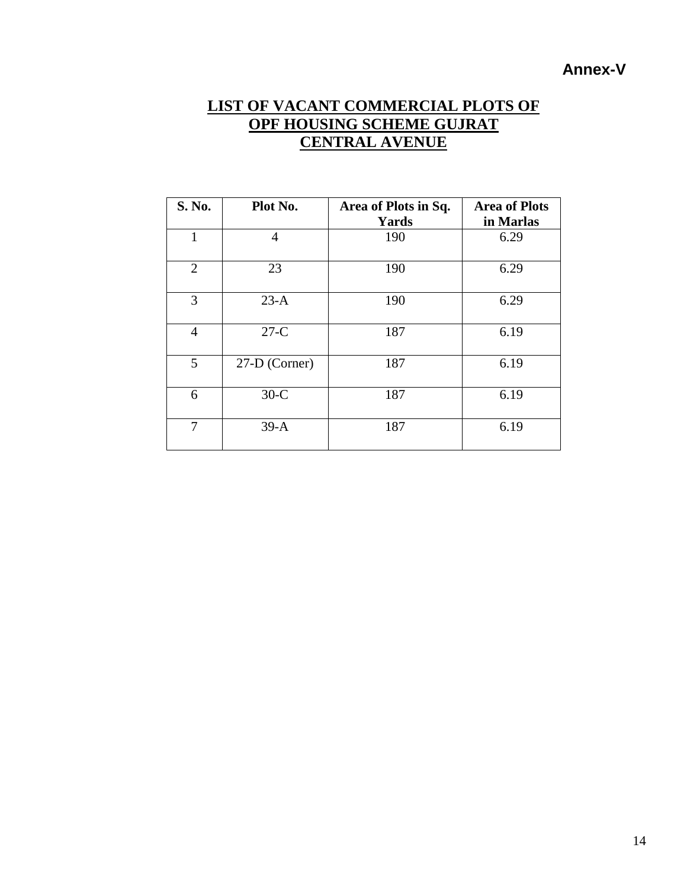**Annex-V**

# LIST OF VACANT COMMERCIAL PLOTS OF OPF HOUSING SCHEME GUJRAT CENTRAL AVENUE

| S. No. | Plot No. | Area of Plots in Sq. Yards | Area of Plots in Marlas |
|---|---|---|---|
| 1 | 4 | 190 | 6.29 |
| 2 | 23 | 190 | 6.29 |
| 3 | 23-A | 190 | 6.29 |
| 4 | 27-C | 187 | 6.19 |
| 5 | 27-D (Corner) | 187 | 6.19 |
| 6 | 30-C | 187 | 6.19 |
| 7 | 39-A | 187 | 6.19 |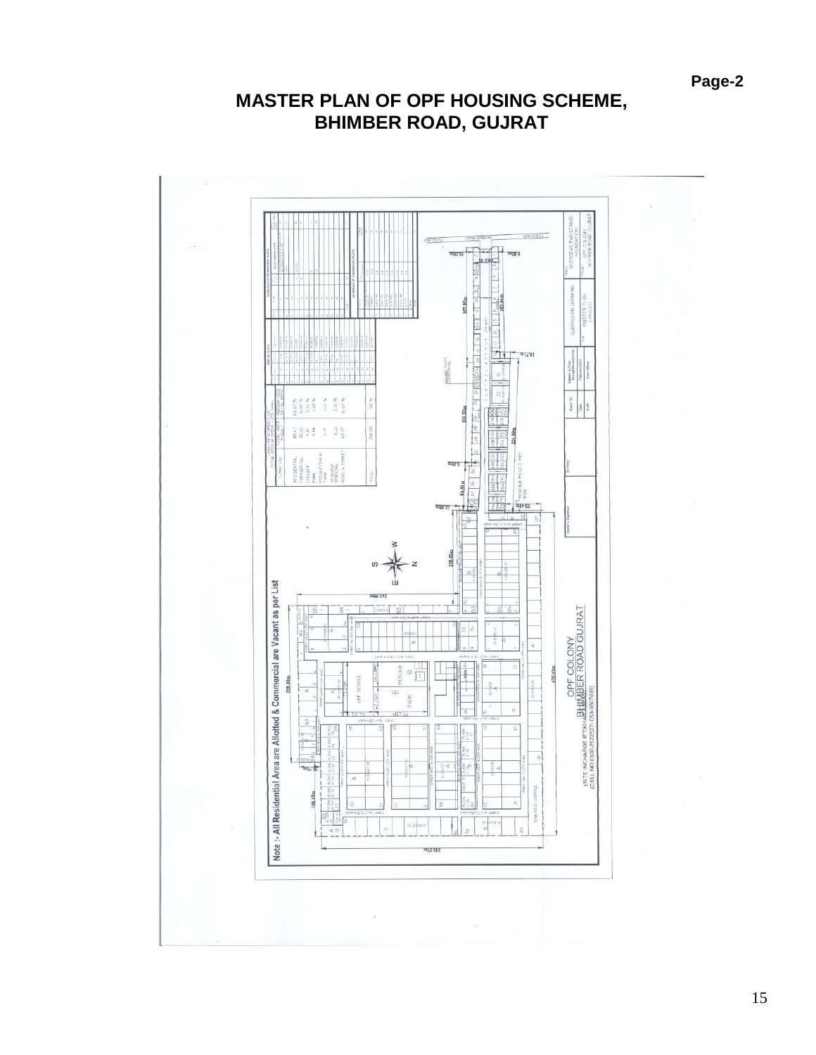# MASTER PLAN OF OPF HOUSING SCHEME, BHIMBER ROAD, GUJRAT

Note :- All Residential Area are Allotted & Commercial are Vacant as per List

OPF COLONY
BHIMBER ROAD GUJRAT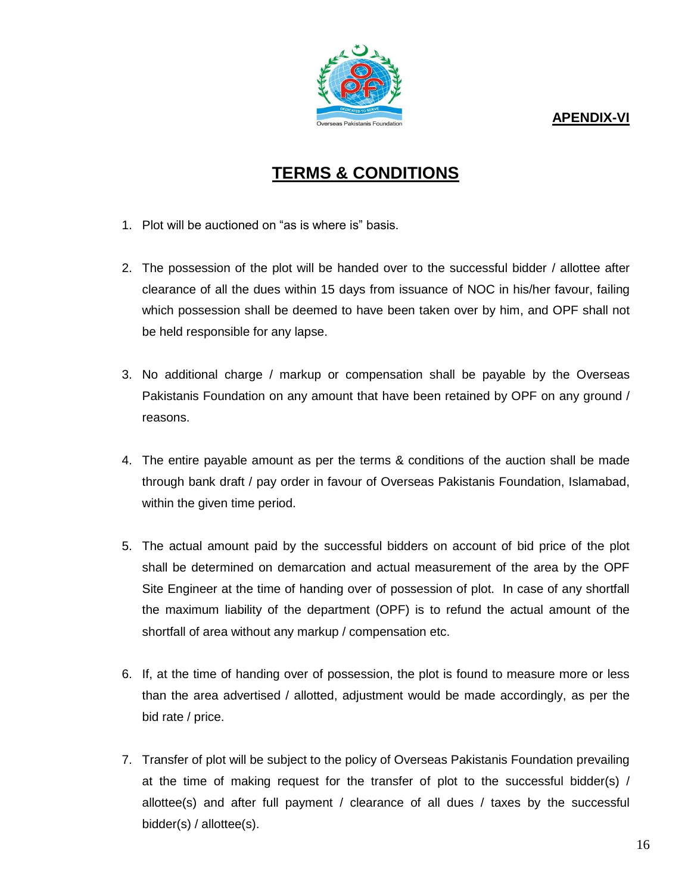**APENDIX-VI**

# TERMS & CONDITIONS

1. Plot will be auctioned on "as is where is" basis.

2. The possession of the plot will be handed over to the successful bidder / allottee after clearance of all the dues within 15 days from issuance of NOC in his/her favour, failing which possession shall be deemed to have been taken over by him, and OPF shall not be held responsible for any lapse.

3. No additional charge / markup or compensation shall be payable by the Overseas Pakistanis Foundation on any amount that have been retained by OPF on any ground / reasons.

4. The entire payable amount as per the terms & conditions of the auction shall be made through bank draft / pay order in favour of Overseas Pakistanis Foundation, Islamabad, within the given time period.

5. The actual amount paid by the successful bidders on account of bid price of the plot shall be determined on demarcation and actual measurement of the area by the OPF Site Engineer at the time of handing over of possession of plot. In case of any shortfall the maximum liability of the department (OPF) is to refund the actual amount of the shortfall of area without any markup / compensation etc.

6. If, at the time of handing over of possession, the plot is found to measure more or less than the area advertised / allotted, adjustment would be made accordingly, as per the bid rate / price.

7. Transfer of plot will be subject to the policy of Overseas Pakistanis Foundation prevailing at the time of making request for the transfer of plot to the successful bidder(s) / allottee(s) and after full payment / clearance of all dues / taxes by the successful bidder(s) / allottee(s).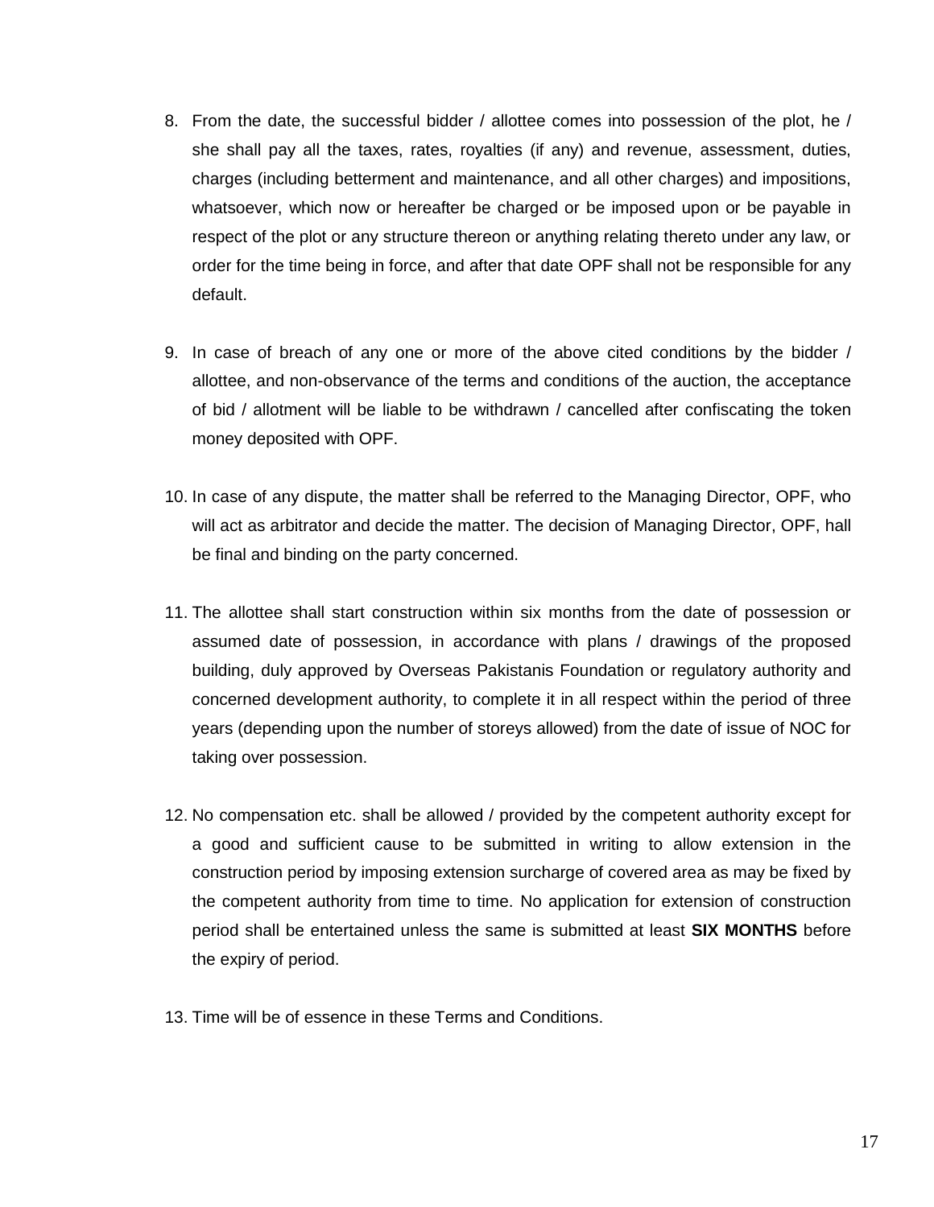8. From the date, the successful bidder / allottee comes into possession of the plot, he / she shall pay all the taxes, rates, royalties (if any) and revenue, assessment, duties, charges (including betterment and maintenance, and all other charges) and impositions, whatsoever, which now or hereafter be charged or be imposed upon or be payable in respect of the plot or any structure thereon or anything relating thereto under any law, or order for the time being in force, and after that date OPF shall not be responsible for any default.

9. In case of breach of any one or more of the above cited conditions by the bidder / allottee, and non-observance of the terms and conditions of the auction, the acceptance of bid / allotment will be liable to be withdrawn / cancelled after confiscating the token money deposited with OPF.

10. In case of any dispute, the matter shall be referred to the Managing Director, OPF, who will act as arbitrator and decide the matter. The decision of Managing Director, OPF, hall be final and binding on the party concerned.

11. The allottee shall start construction within six months from the date of possession or assumed date of possession, in accordance with plans / drawings of the proposed building, duly approved by Overseas Pakistanis Foundation or regulatory authority and concerned development authority, to complete it in all respect within the period of three years (depending upon the number of storeys allowed) from the date of issue of NOC for taking over possession.

12. No compensation etc. shall be allowed / provided by the competent authority except for a good and sufficient cause to be submitted in writing to allow extension in the construction period by imposing extension surcharge of covered area as may be fixed by the competent authority from time to time. No application for extension of construction period shall be entertained unless the same is submitted at least **SIX MONTHS** before the expiry of period.

13. Time will be of essence in these Terms and Conditions.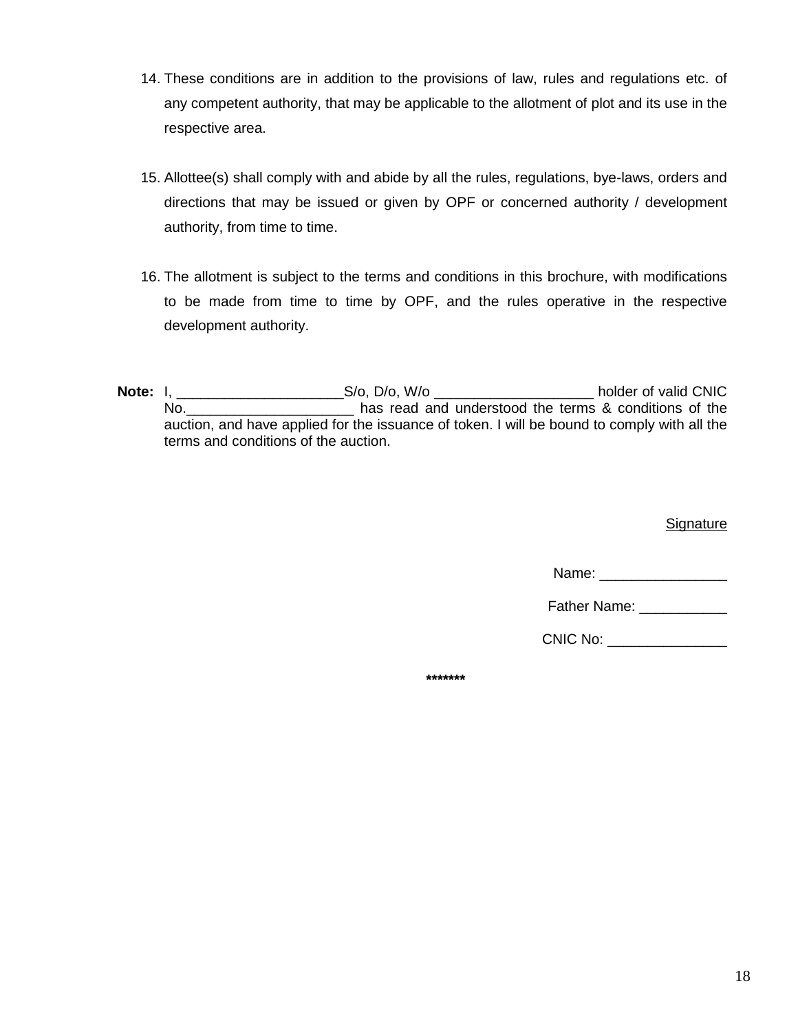14. These conditions are in addition to the provisions of law, rules and regulations etc. of any competent authority, that may be applicable to the allotment of plot and its use in the respective area.

15. Allottee(s) shall comply with and abide by all the rules, regulations, bye-laws, orders and directions that may be issued or given by OPF or concerned authority / development authority, from time to time.

16. The allotment is subject to the terms and conditions in this brochure, with modifications to be made from time to time by OPF, and the rules operative in the respective development authority.

**Note:** I, _____________________S/o, D/o, W/o ____________________ holder of valid CNIC No._____________________ has read and understood the terms & conditions of the auction, and have applied for the issuance of token. I will be bound to comply with all the terms and conditions of the auction.

Signature

Name: ________________

Father Name: ___________

CNIC No: _______________

*******